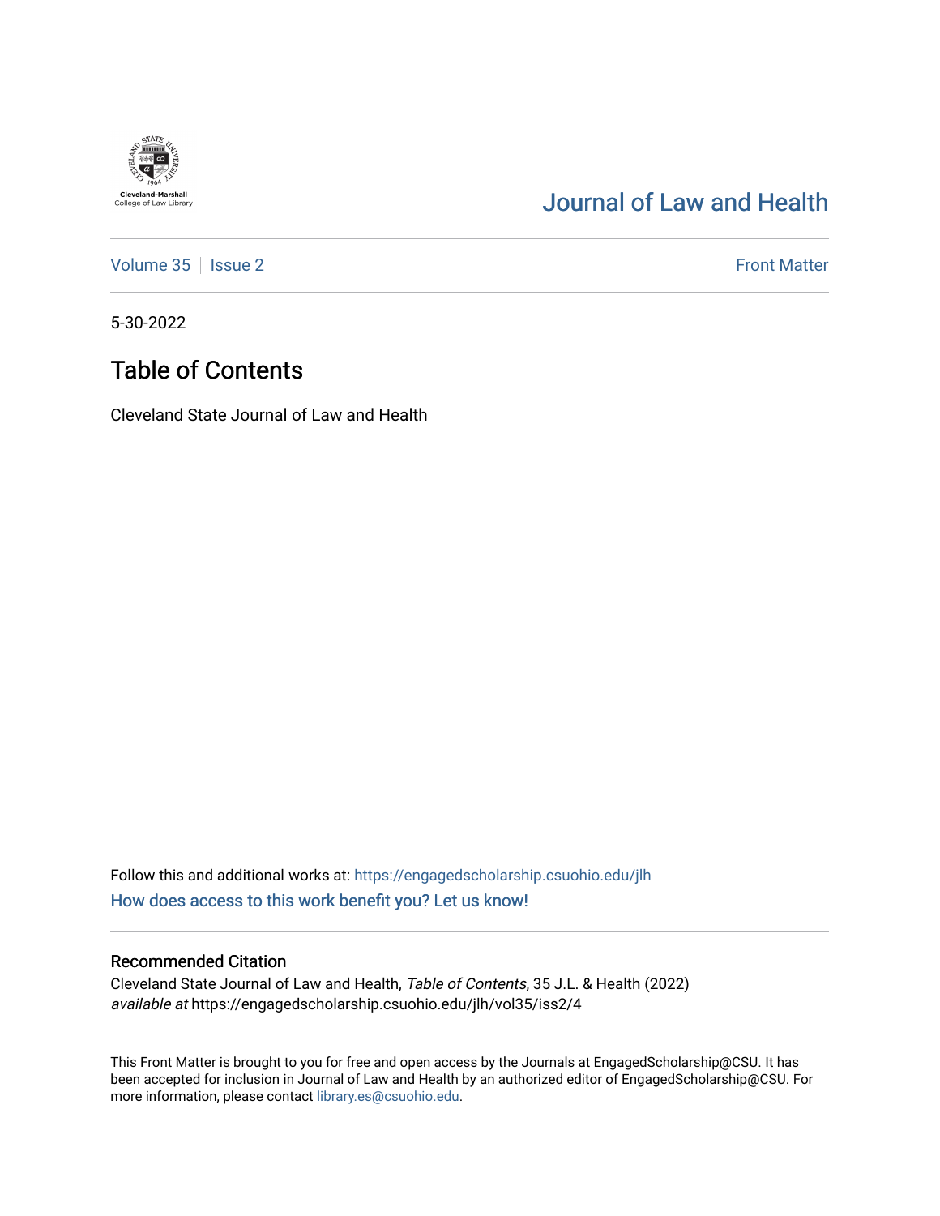Cleveland-Marshall College of Law Library

# Journal of Law and Health

Volume 35 | Issue 2 — Front Matter

5-30-2022

## Table of Contents

Cleveland State Journal of Law and Health

Follow this and additional works at: https://engagedscholarship.csuohio.edu/jlh

How does access to this work benefit you? Let us know!

### Recommended Citation

Cleveland State Journal of Law and Health, *Table of Contents*, 35 J.L. & Health (2022) *available at* https://engagedscholarship.csuohio.edu/jlh/vol35/iss2/4

This Front Matter is brought to you for free and open access by the Journals at EngagedScholarship@CSU. It has been accepted for inclusion in Journal of Law and Health by an authorized editor of EngagedScholarship@CSU. For more information, please contact library.es@csuohio.edu.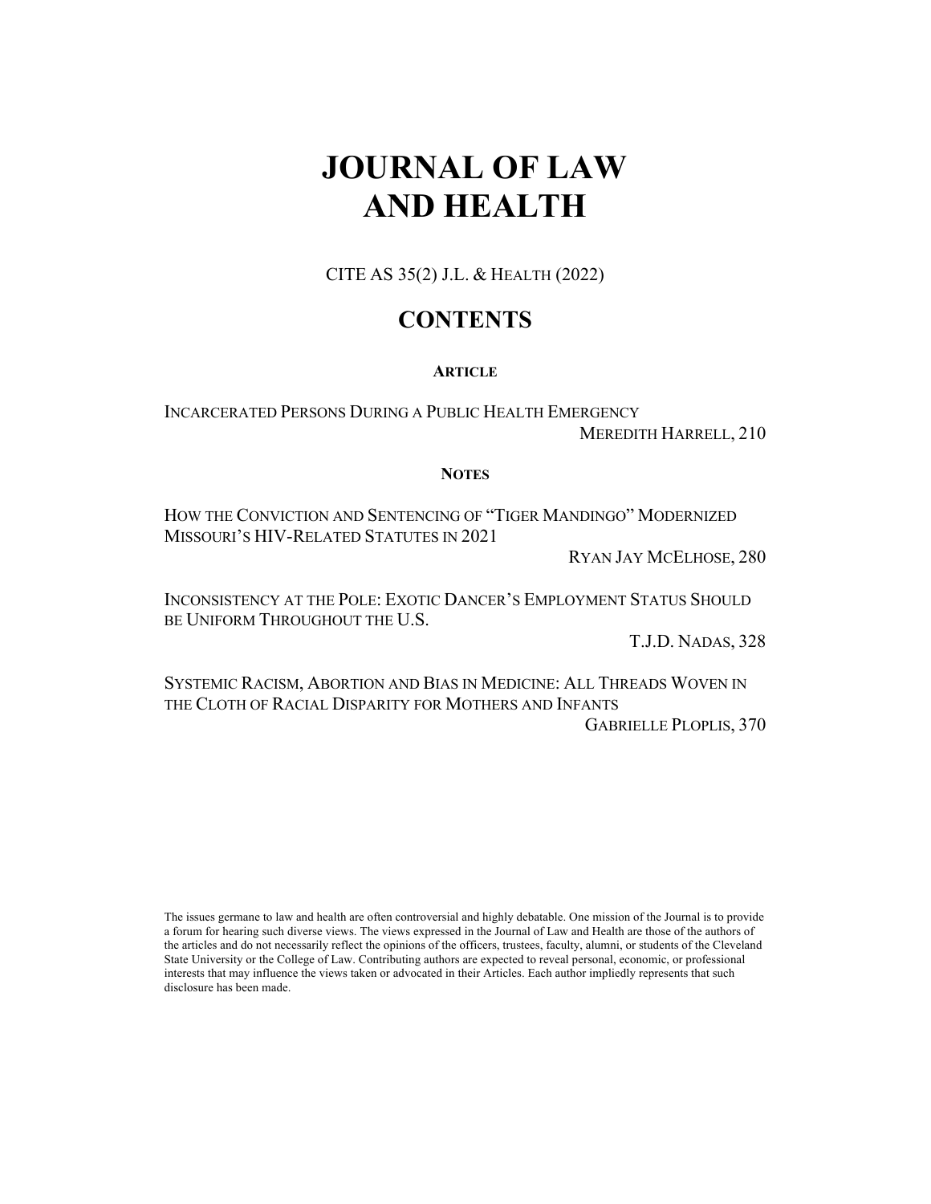# JOURNAL OF LAW AND HEALTH

CITE AS 35(2) J.L. & HEALTH (2022)

## CONTENTS

### ARTICLE

INCARCERATED PERSONS DURING A PUBLIC HEALTH EMERGENCY
MEREDITH HARRELL, 210

### NOTES

HOW THE CONVICTION AND SENTENCING OF "TIGER MANDINGO" MODERNIZED MISSOURI'S HIV-RELATED STATUTES IN 2021
RYAN JAY MCELHOSE, 280

INCONSISTENCY AT THE POLE: EXOTIC DANCER'S EMPLOYMENT STATUS SHOULD BE UNIFORM THROUGHOUT THE U.S.
T.J.D. NADAS, 328

SYSTEMIC RACISM, ABORTION AND BIAS IN MEDICINE: ALL THREADS WOVEN IN THE CLOTH OF RACIAL DISPARITY FOR MOTHERS AND INFANTS
GABRIELLE PLOPLIS, 370

The issues germane to law and health are often controversial and highly debatable. One mission of the Journal is to provide a forum for hearing such diverse views. The views expressed in the Journal of Law and Health are those of the authors of the articles and do not necessarily reflect the opinions of the officers, trustees, faculty, alumni, or students of the Cleveland State University or the College of Law. Contributing authors are expected to reveal personal, economic, or professional interests that may influence the views taken or advocated in their Articles. Each author impliedly represents that such disclosure has been made.